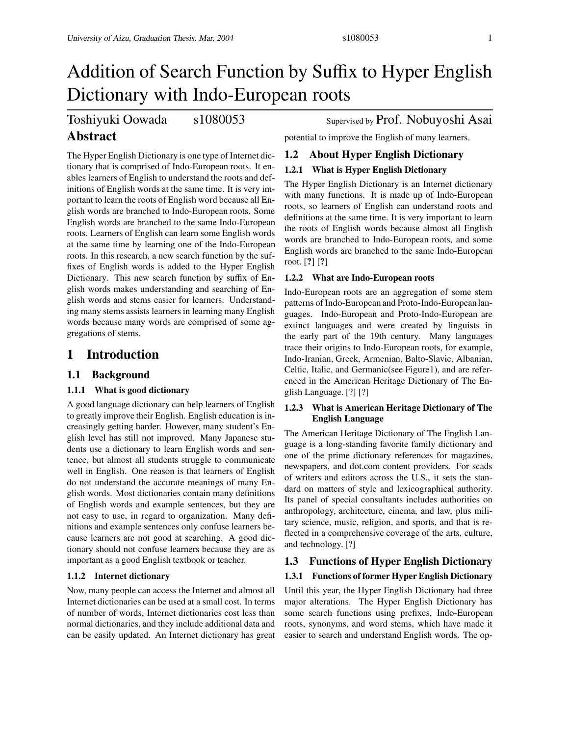# Addition of Search Function by Suffix to Hyper English Dictionary with Indo-European roots

Toshiyuki Oowada s1080053 Supervised by Prof. Nobuyoshi Asai

## Abstract

The Hyper English Dictionary is one type of Internet dictionary that is comprised of Indo-European roots. It enables learners of English to understand the roots and definitions of English words at the same time. It is very important to learn the roots of English word because all English words are branched to Indo-European roots. Some English words are branched to the same Indo-European roots. Learners of English can learn some English words at the same time by learning one of the Indo-European roots. In this research, a new search function by the suffixes of English words is added to the Hyper English Dictionary. This new search function by suffix of English words makes understanding and searching of English words and stems easier for learners. Understanding many stems assists learners in learning many English words because many words are comprised of some aggregations of stems.

## 1 Introduction

### 1.1 Background

#### 1.1.1 What is good dictionary

A good language dictionary can help learners of English to greatly improve their English. English education is increasingly getting harder. However, many student's English level has still not improved. Many Japanese students use a dictionary to learn English words and sentence, but almost all students struggle to communicate well in English. One reason is that learners of English do not understand the accurate meanings of many English words. Most dictionaries contain many definitions of English words and example sentences, but they are not easy to use, in regard to organization. Many definitions and example sentences only confuse learners because learners are not good at searching. A good dictionary should not confuse learners because they are as important as a good English textbook or teacher.

#### 1.1.2 Internet dictionary

Now, many people can access the Internet and almost all Internet dictionaries can be used at a small cost. In terms of number of words, Internet dictionaries cost less than normal dictionaries, and they include additional data and can be easily updated. An Internet dictionary has great potential to improve the English of many learners.

### 1.2 About Hyper English Dictionary

#### 1.2.1 What is Hyper English Dictionary

The Hyper English Dictionary is an Internet dictionary with many functions. It is made up of Indo-European roots, so learners of English can understand roots and definitions at the same time. It is very important to learn the roots of English words because almost all English words are branched to Indo-European roots, and some English words are branched to the same Indo-European root. [**?**] [**?**]

#### 1.2.2 What are Indo-European roots

Indo-European roots are an aggregation of some stem patterns of Indo-European and Proto-Indo-European languages. Indo-European and Proto-Indo-European are extinct languages and were created by linguists in the early part of the 19th century. Many languages trace their origins to Indo-European roots, for example, Indo-Iranian, Greek, Armenian, Balto-Slavic, Albanian, Celtic, Italic, and Germanic(see Figure1), and are referenced in the American Heritage Dictionary of The English Language. [?] [?]

#### 1.2.3 What is American Heritage Dictionary of The English Language

The American Heritage Dictionary of The English Language is a long-standing favorite family dictionary and one of the prime dictionary references for magazines, newspapers, and dot.com content providers. For scads of writers and editors across the U.S., it sets the standard on matters of style and lexicographical authority. Its panel of special consultants includes authorities on anthropology, architecture, cinema, and law, plus military science, music, religion, and sports, and that is reflected in a comprehensive coverage of the arts, culture, and technology. [?]

### 1.3 Functions of Hyper English Dictionary

#### 1.3.1 Functions of former Hyper English Dictionary

Until this year, the Hyper English Dictionary had three major alterations. The Hyper English Dictionary has some search functions using prefixes, Indo-European roots, synonyms, and word stems, which have made it easier to search and understand English words. The op-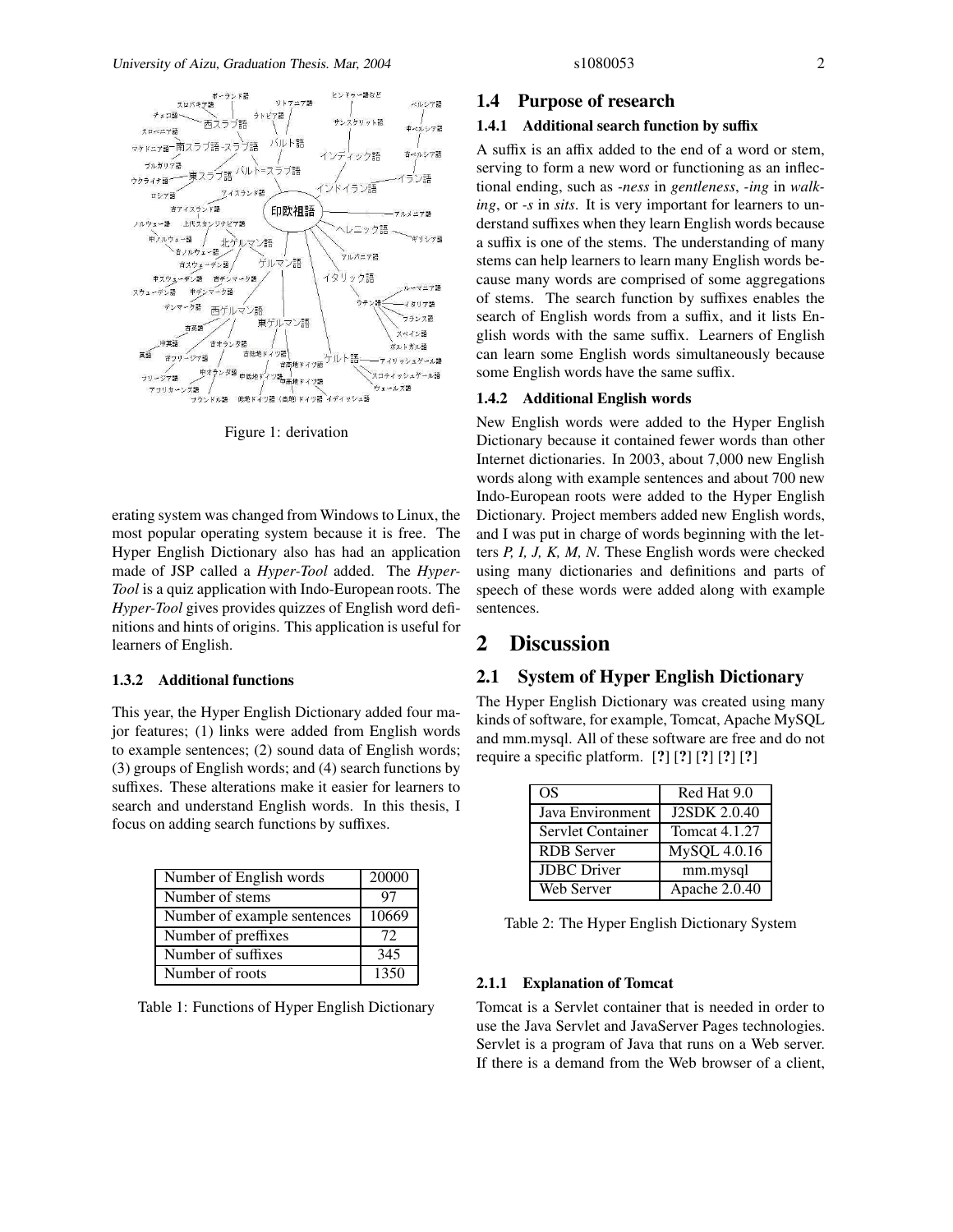Figure 1: derivation

erating system was changed from Windows to Linux, the most popular operating system because it is free. The Hyper English Dictionary also has had an application made of JSP called a *Hyper-Tool* added. The *Hyper-Tool* is a quiz application with Indo-European roots. The *Hyper-Tool* gives provides quizzes of English word definitions and hints of origins. This application is useful for learners of English.

#### 1.3.2 Additional functions

This year, the Hyper English Dictionary added four major features; (1) links were added from English words to example sentences; (2) sound data of English words; (3) groups of English words; and (4) search functions by suffixes. These alterations make it easier for learners to search and understand English words. In this thesis, I focus on adding search functions by suffixes.

| Number of English words | 20000 |
|---|---|
| Number of stems | 97 |
| Number of example sentences | 10669 |
| Number of preffixes | 72 |
| Number of suffixes | 345 |
| Number of roots | 1350 |

Table 1: Functions of Hyper English Dictionary

### 1.4 Purpose of research

#### 1.4.1 Additional search function by suffix

A suffix is an affix added to the end of a word or stem, serving to form a new word or functioning as an inflectional ending, such as *-ness* in *gentleness*, *-ing* in *walking*, or *-s* in *sits*. It is very important for learners to understand suffixes when they learn English words because a suffix is one of the stems. The understanding of many stems can help learners to learn many English words because many words are comprised of some aggregations of stems. The search function by suffixes enables the search of English words from a suffix, and it lists English words with the same suffix. Learners of English can learn some English words simultaneously because some English words have the same suffix.

#### 1.4.2 Additional English words

New English words were added to the Hyper English Dictionary because it contained fewer words than other Internet dictionaries. In 2003, about 7,000 new English words along with example sentences and about 700 new Indo-European roots were added to the Hyper English Dictionary. Project members added new English words, and I was put in charge of words beginning with the letters *P, I, J, K, M, N*. These English words were checked using many dictionaries and definitions and parts of speech of these words were added along with example sentences.

## 2 Discussion

### 2.1 System of Hyper English Dictionary

The Hyper English Dictionary was created using many kinds of software, for example, Tomcat, Apache MySQL and mm.mysql. All of these software are free and do not require a specific platform. [?] [?] [?] [?] [?]

| OS | Red Hat 9.0 |
|---|---|
| Java Environment | J2SDK 2.0.40 |
| Servlet Container | Tomcat 4.1.27 |
| RDB Server | MySQL 4.0.16 |
| JDBC Driver | mm.mysql |
| Web Server | Apache 2.0.40 |

Table 2: The Hyper English Dictionary System

#### 2.1.1 Explanation of Tomcat

Tomcat is a Servlet container that is needed in order to use the Java Servlet and JavaServer Pages technologies. Servlet is a program of Java that runs on a Web server. If there is a demand from the Web browser of a client,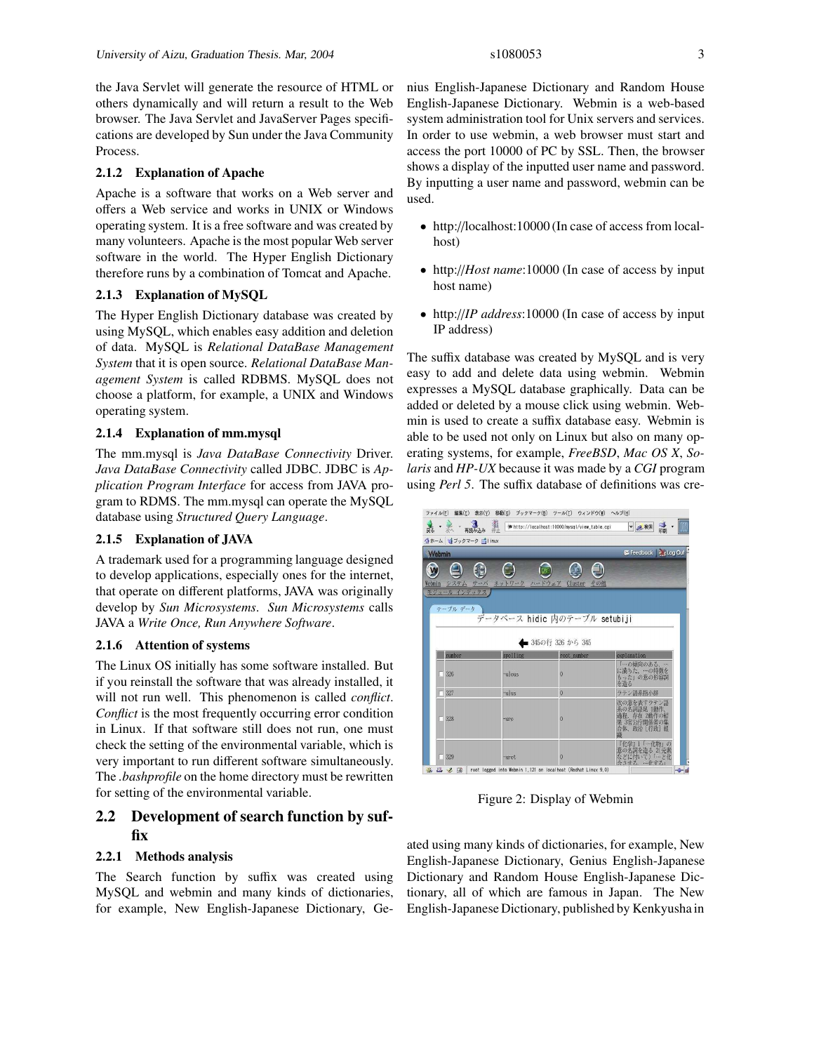the Java Servlet will generate the resource of HTML or others dynamically and will return a result to the Web browser. The Java Servlet and JavaServer Pages specifications are developed by Sun under the Java Community Process.

### 2.1.2 Explanation of Apache

Apache is a software that works on a Web server and offers a Web service and works in UNIX or Windows operating system. It is a free software and was created by many volunteers. Apache is the most popular Web server software in the world. The Hyper English Dictionary therefore runs by a combination of Tomcat and Apache.

### 2.1.3 Explanation of MySQL

The Hyper English Dictionary database was created by using MySQL, which enables easy addition and deletion of data. MySQL is *Relational DataBase Management System* that it is open source. *Relational DataBase Management System* is called RDBMS. MySQL does not choose a platform, for example, a UNIX and Windows operating system.

### 2.1.4 Explanation of mm.mysql

The mm.mysql is *Java DataBase Connectivity* Driver. *Java DataBase Connectivity* called JDBC. JDBC is *Application Program Interface* for access from JAVA program to RDMS. The mm.mysql can operate the MySQL database using *Structured Query Language*.

### 2.1.5 Explanation of JAVA

A trademark used for a programming language designed to develop applications, especially ones for the internet, that operate on different platforms, JAVA was originally develop by *Sun Microsystems*. *Sun Microsystems* calls JAVA a *Write Once, Run Anywhere Software*.

### 2.1.6 Attention of systems

The Linux OS initially has some software installed. But if you reinstall the software that was already installed, it will not run well. This phenomenon is called *conflict*. *Conflict* is the most frequently occurring error condition in Linux. If that software still does not run, one must check the setting of the environmental variable, which is very important to run different software simultaneously. The *.bashprofile* on the home directory must be rewritten for setting of the environmental variable.

## 2.2 Development of search function by suffix

### 2.2.1 Methods analysis

The Search function by suffix was created using MySQL and webmin and many kinds of dictionaries, for example, New English-Japanese Dictionary, Genius English-Japanese Dictionary and Random House English-Japanese Dictionary. Webmin is a web-based system administration tool for Unix servers and services. In order to use webmin, a web browser must start and access the port 10000 of PC by SSL. Then, the browser shows a display of the inputted user name and password. By inputting a user name and password, webmin can be used.

- http://localhost:10000 (In case of access from localhost)
- http://*Host name*:10000 (In case of access by input host name)
- http://*IP address*:10000 (In case of access by input IP address)

The suffix database was created by MySQL and is very easy to add and delete data using webmin. Webmin expresses a MySQL database graphically. Data can be added or deleted by a mouse click using webmin. Webmin is used to create a suffix database easy. Webmin is able to be used not only on Linux but also on many operating systems, for example, *FreeBSD*, *Mac OS X*, *Solaris* and *HP-UX* because it was made by a *CGI* program using *Perl 5*. The suffix database of definitions was created using many kinds of dictionaries, for example, New English-Japanese Dictionary, Genius English-Japanese Dictionary and Random House English-Japanese Dictionary, all of which are famous in Japan. The New English-Japanese Dictionary, published by Kenkyusha in

Figure 2: Display of Webmin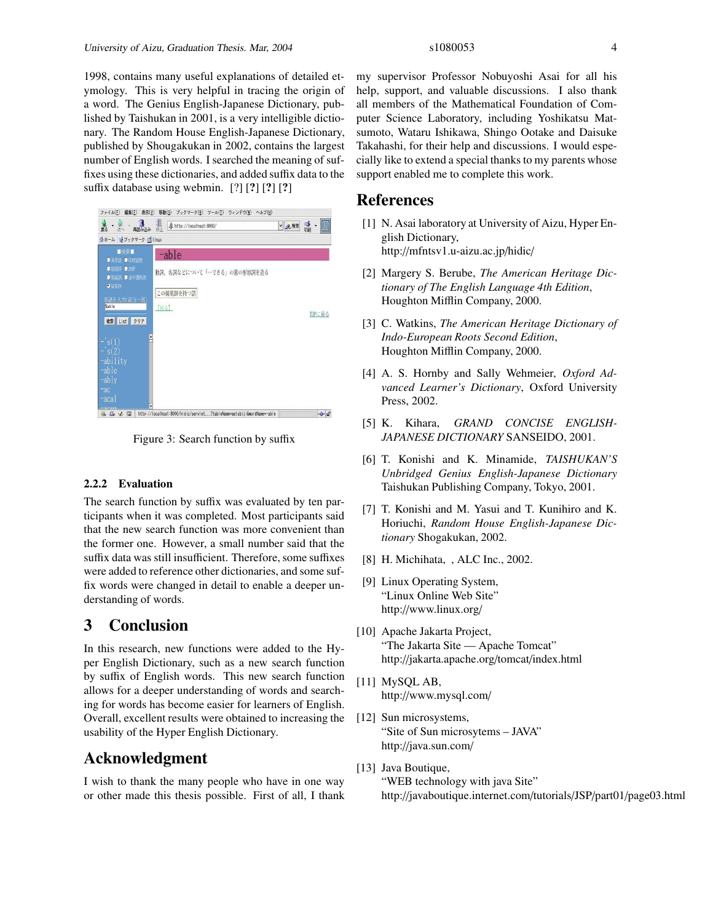1998, contains many useful explanations of detailed etymology. This is very helpful in tracing the origin of a word. The Genius English-Japanese Dictionary, published by Taishukan in 2001, is a very intelligible dictionary. The Random House English-Japanese Dictionary, published by Shougakukan in 2002, contains the largest number of English words. I searched the meaning of suffixes using these dictionaries, and added suffix data to the suffix database using webmin. [?] [**?**] [**?**] [**?**]

Figure 3: Search function by suffix

### 2.2.2 Evaluation

The search function by suffix was evaluated by ten participants when it was completed. Most participants said that the new search function was more convenient than the former one. However, a small number said that the suffix data was still insufficient. Therefore, some suffixes were added to reference other dictionaries, and some suffix words were changed in detail to enable a deeper understanding of words.

# 3 Conclusion

In this research, new functions were added to the Hyper English Dictionary, such as a new search function by suffix of English words. This new search function allows for a deeper understanding of words and searching for words has become easier for learners of English. Overall, excellent results were obtained to increasing the usability of the Hyper English Dictionary.

# Acknowledgment

I wish to thank the many people who have in one way or other made this thesis possible. First of all, I thank my supervisor Professor Nobuyoshi Asai for all his help, support, and valuable discussions. I also thank all members of the Mathematical Foundation of Computer Science Laboratory, including Yoshikatsu Matsumoto, Wataru Ishikawa, Shingo Ootake and Daisuke Takahashi, for their help and discussions. I would especially like to extend a special thanks to my parents whose support enabled me to complete this work.

# References

[1] N. Asai laboratory at University of Aizu, Hyper English Dictionary,
http://mfntsv1.u-aizu.ac.jp/hidic/

[2] Margery S. Berube, *The American Heritage Dictionary of The English Language 4th Edition*, Houghton Mifflin Company, 2000.

[3] C. Watkins, *The American Heritage Dictionary of Indo-European Roots Second Edition*, Houghton Mifflin Company, 2000.

[4] A. S. Hornby and Sally Wehmeier, *Oxford Advanced Learner's Dictionary*, Oxford University Press, 2002.

[5] K. Kihara, *GRAND CONCISE ENGLISH-JAPANESE DICTIONARY* SANSEIDO, 2001.

[6] T. Konishi and K. Minamide, *TAISHUKAN'S Unbridged Genius English-Japanese Dictionary* Taishukan Publishing Company, Tokyo, 2001.

[7] T. Konishi and M. Yasui and T. Kunihiro and K. Horiuchi, *Random House English-Japanese Dictionary* Shogakukan, 2002.

[8] H. Michihata, , ALC Inc., 2002.

[9] Linux Operating System,
"Linux Online Web Site"
http://www.linux.org/

[10] Apache Jakarta Project,
"The Jakarta Site — Apache Tomcat"
http://jakarta.apache.org/tomcat/index.html

[11] MySQL AB,
http://www.mysql.com/

[12] Sun microsystems,
"Site of Sun microsytems – JAVA"
http://java.sun.com/

[13] Java Boutique,
"WEB technology with java Site"
http://javaboutique.internet.com/tutorials/JSP/part01/page03.html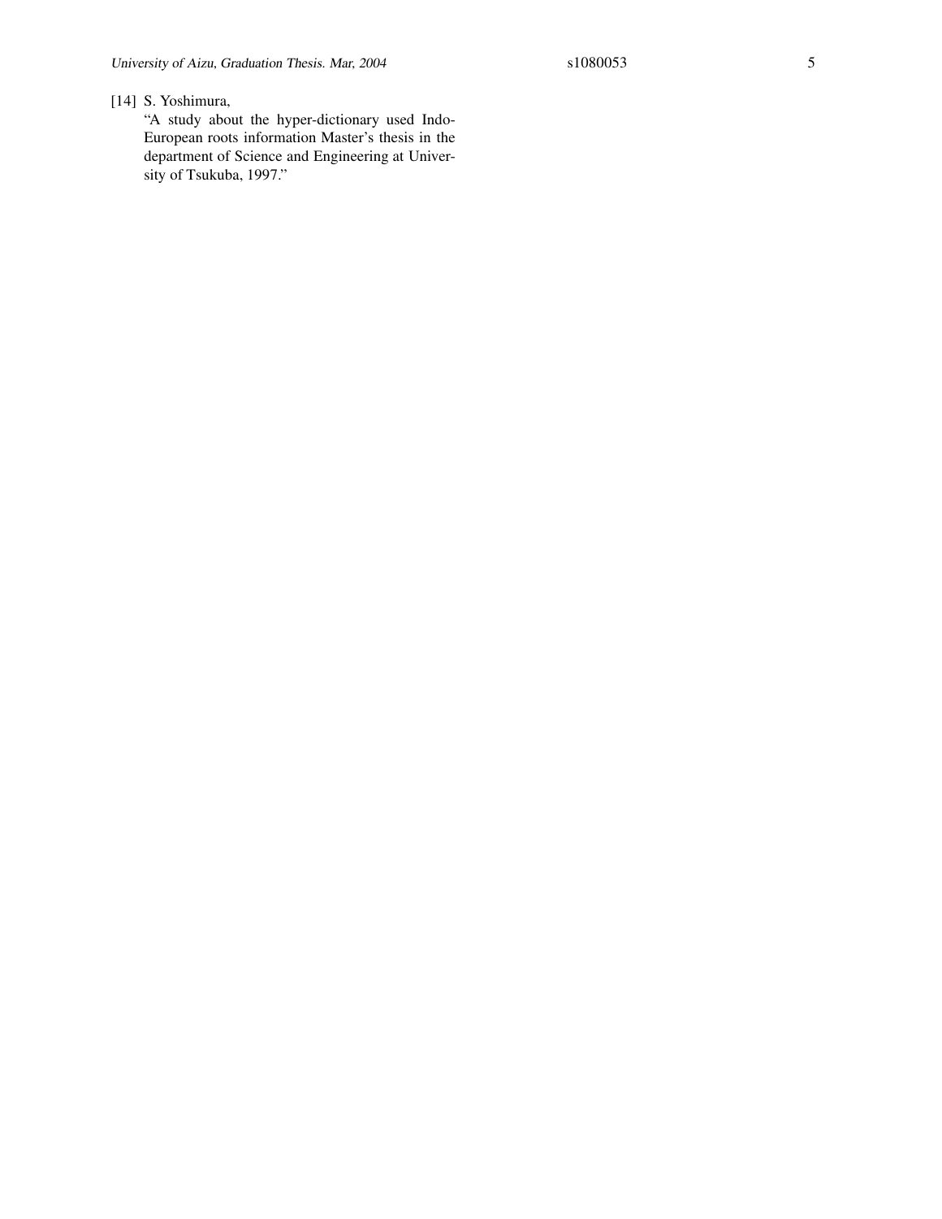[14] S. Yoshimura,
"A study about the hyper-dictionary used Indo-European roots information Master's thesis in the department of Science and Engineering at University of Tsukuba, 1997."